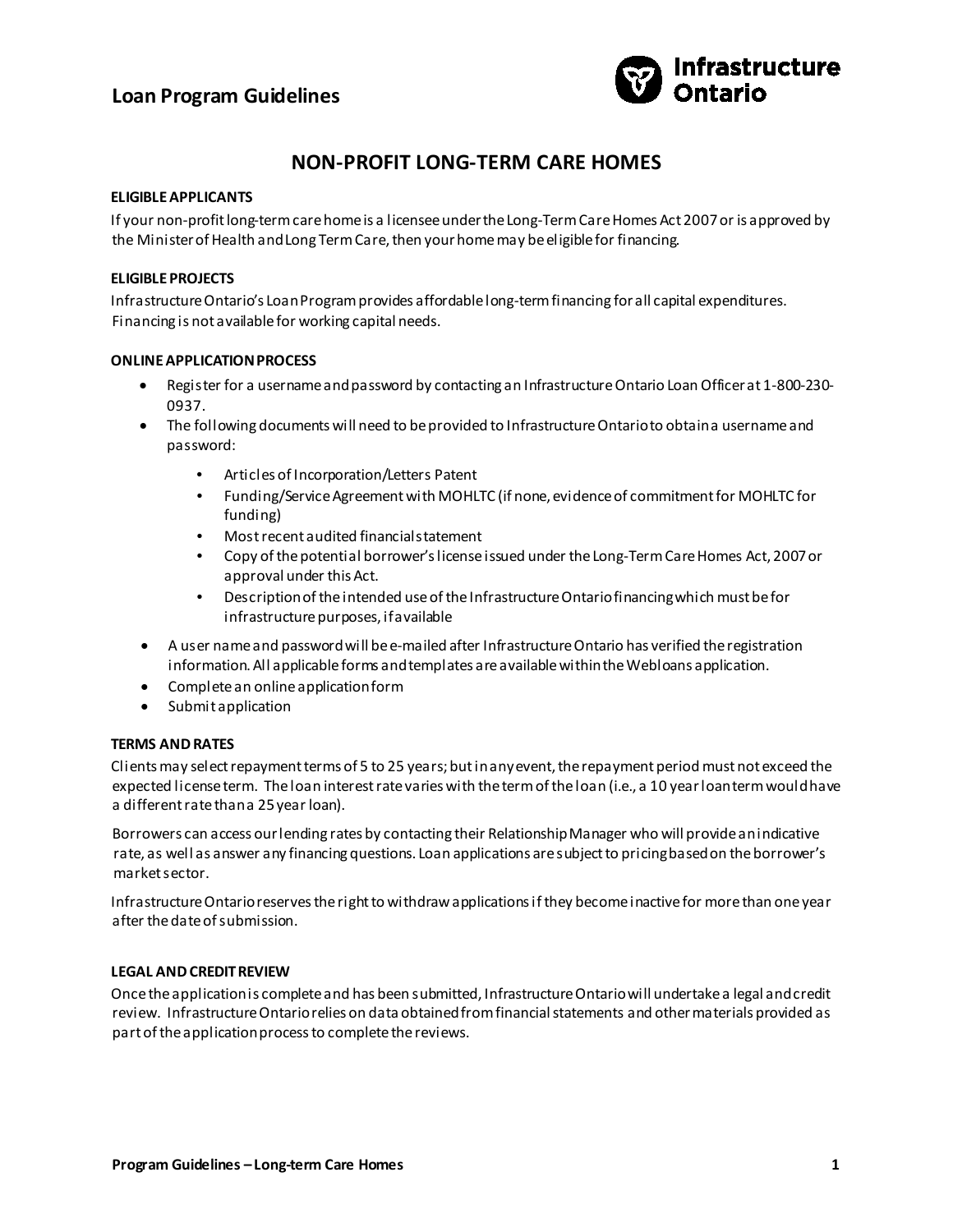# Loan Program Guidelines

## NON-PROFIT LONG-TERM CARE HOMES

**ELIGIBLE APPLICANTS**

If your non-profit long-term care home is a licensee under the Long-Term Care Homes Act 2007 or is approved by the Minister of Health and Long Term Care, then your home may be eligible for financing.

**ELIGIBLE PROJECTS**

Infrastructure Ontario's Loan Program provides affordable long-term financing for all capital expenditures. Financing is not available for working capital needs.

**ONLINE APPLICATION PROCESS**

- Register for a username and password by contacting an Infrastructure Ontario Loan Officer at 1-800-230-0937.
- The following documents will need to be provided to Infrastructure Ontario to obtain a username and password:
    - Articles of Incorporation/Letters Patent
    - Funding/Service Agreement with MOHLTC (if none, evidence of commitment for MOHLTC for funding)
    - Most recent audited financial statement
    - Copy of the potential borrower's license issued under the Long-Term Care Homes Act, 2007 or approval under this Act.
    - Description of the intended use of the Infrastructure Ontario financing which must be for infrastructure purposes, if available
- A user name and password will be e-mailed after Infrastructure Ontario has verified the registration information. All applicable forms and templates are available within the Webloans application.
- Complete an online application form
- Submit application

**TERMS AND RATES**

Clients may select repayment terms of 5 to 25 years; but in any event, the repayment period must not exceed the expected license term. The loan interest rate varies with the term of the loan (i.e., a 10 year loan term would have a different rate than a 25 year loan).

Borrowers can access our lending rates by contacting their Relationship Manager who will provide an indicative rate, as well as answer any financing questions. Loan applications are subject to pricing based on the borrower's market sector.

Infrastructure Ontario reserves the right to withdraw applications if they become inactive for more than one year after the date of submission.

**LEGAL AND CREDIT REVIEW**

Once the application is complete and has been submitted, Infrastructure Ontario will undertake a legal and credit review. Infrastructure Ontario relies on data obtained from financial statements and other materials provided as part of the application process to complete the reviews.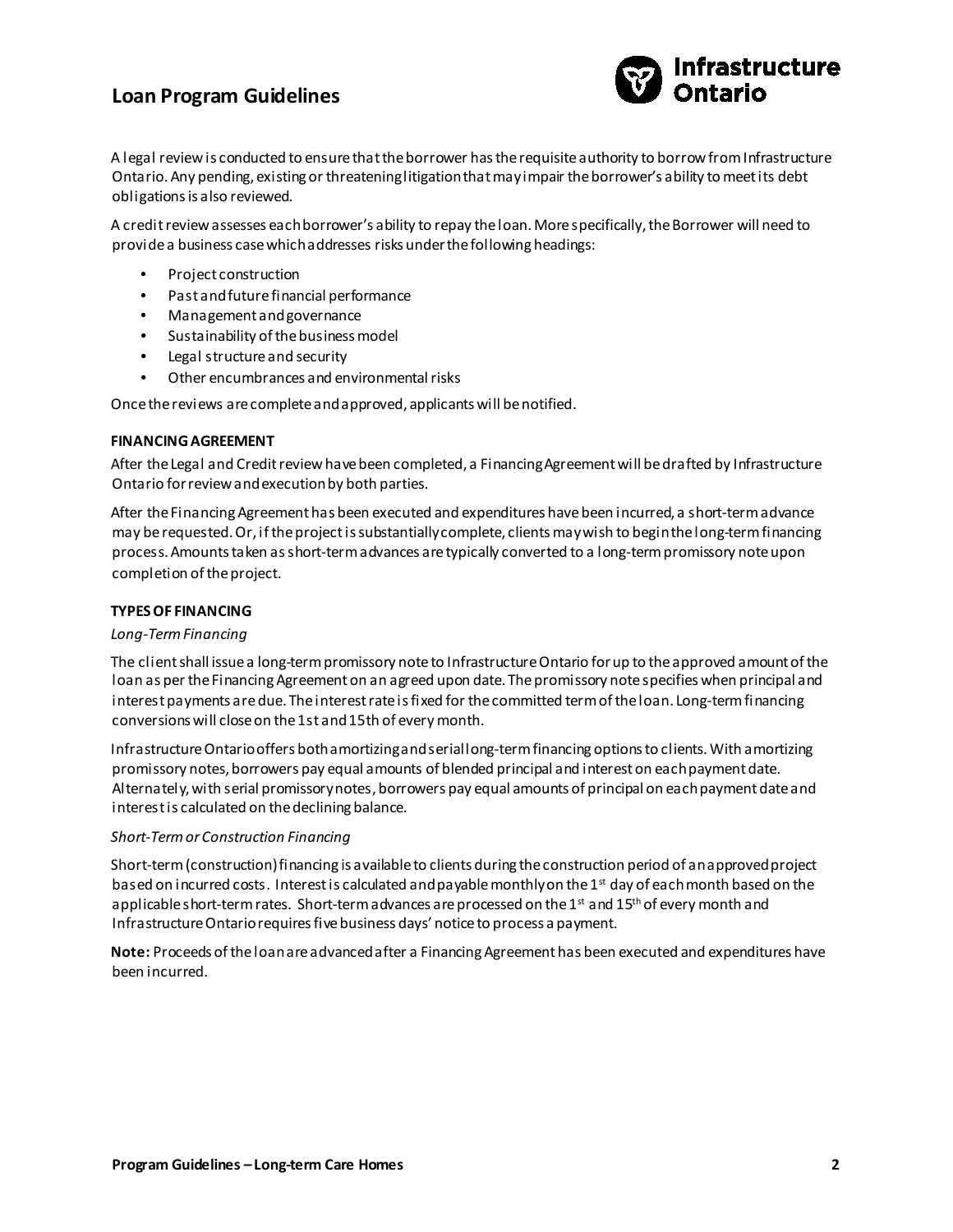A legal review is conducted to ensure that the borrower has the requisite authority to borrow from Infrastructure Ontario. Any pending, existing or threatening litigation that may impair the borrower's ability to meet its debt obligations is also reviewed.

A credit review assesses each borrower's ability to repay the loan. More specifically, the Borrower will need to provide a business case which addresses risks under the following headings:

- Project construction
- Past and future financial performance
- Management and governance
- Sustainability of the business model
- Legal structure and security
- Other encumbrances and environmental risks

Once the reviews are complete and approved, applicants will be notified.

**FINANCING AGREEMENT**

After the Legal and Credit review have been completed, a Financing Agreement will be drafted by Infrastructure Ontario for review and execution by both parties.

After the Financing Agreement has been executed and expenditures have been incurred, a short-term advance may be requested. Or, if the project is substantially complete, clients may wish to begin the long-term financing process. Amounts taken as short-term advances are typically converted to a long-term promissory note upon completion of the project.

**TYPES OF FINANCING**

*Long-Term Financing*

The client shall issue a long-term promissory note to Infrastructure Ontario for up to the approved amount of the loan as per the Financing Agreement on an agreed upon date. The promissory note specifies when principal and interest payments are due. The interest rate is fixed for the committed term of the loan. Long-term financing conversions will close on the 1st and 15th of every month.

Infrastructure Ontario offers both amortizing and serial long-term financing options to clients. With amortizing promissory notes, borrowers pay equal amounts of blended principal and interest on each payment date. Alternately, with serial promissory notes, borrowers pay equal amounts of principal on each payment date and interest is calculated on the declining balance.

*Short-Term or Construction Financing*

Short-term (construction) financing is available to clients during the construction period of an approved project based on incurred costs. Interest is calculated and payable monthly on the 1st day of each month based on the applicable short-term rates. Short-term advances are processed on the 1st and 15th of every month and Infrastructure Ontario requires five business days' notice to process a payment.

**Note:** Proceeds of the loan are advanced after a Financing Agreement has been executed and expenditures have been incurred.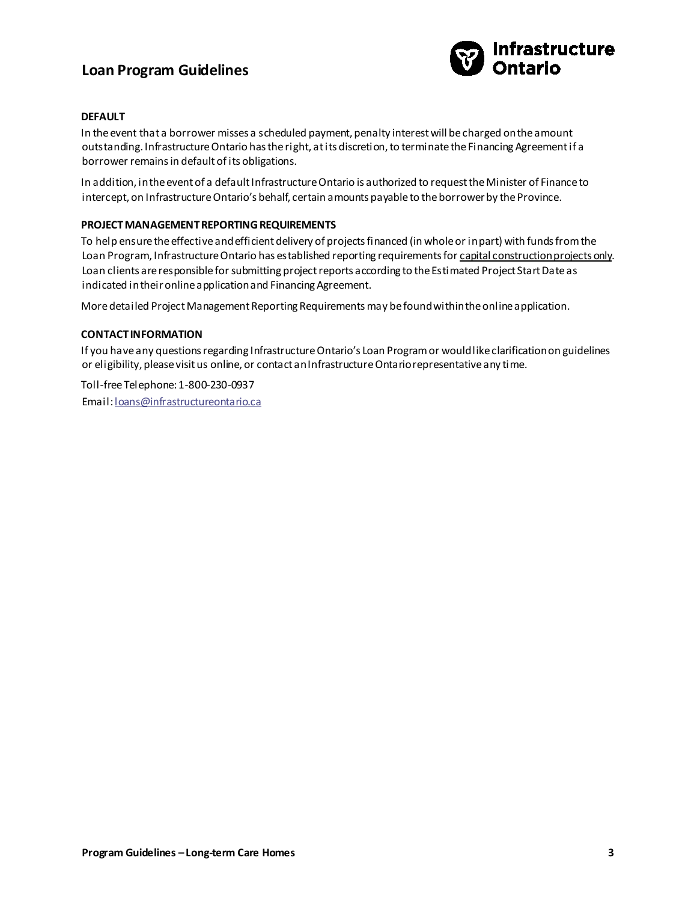## DEFAULT

In the event that a borrower misses a scheduled payment, penalty interest will be charged on the amount outstanding. Infrastructure Ontario has the right, at its discretion, to terminate the Financing Agreement if a borrower remains in default of its obligations.

In addition, in the event of a default Infrastructure Ontario is authorized to request the Minister of Finance to intercept, on Infrastructure Ontario's behalf, certain amounts payable to the borrower by the Province.

## PROJECT MANAGEMENT REPORTING REQUIREMENTS

To help ensure the effective and efficient delivery of projects financed (in whole or in part) with funds from the Loan Program, Infrastructure Ontario has established reporting requirements for capital construction projects only. Loan clients are responsible for submitting project reports according to the Estimated Project Start Date as indicated in their online application and Financing Agreement.

More detailed Project Management Reporting Requirements may be found within the online application.

## CONTACT INFORMATION

If you have any questions regarding Infrastructure Ontario's Loan Program or would like clarification on guidelines or eligibility, please visit us online, or contact an Infrastructure Ontario representative any time.

Toll-free Telephone: 1-800-230-0937

Email: loans@infrastructureontario.ca